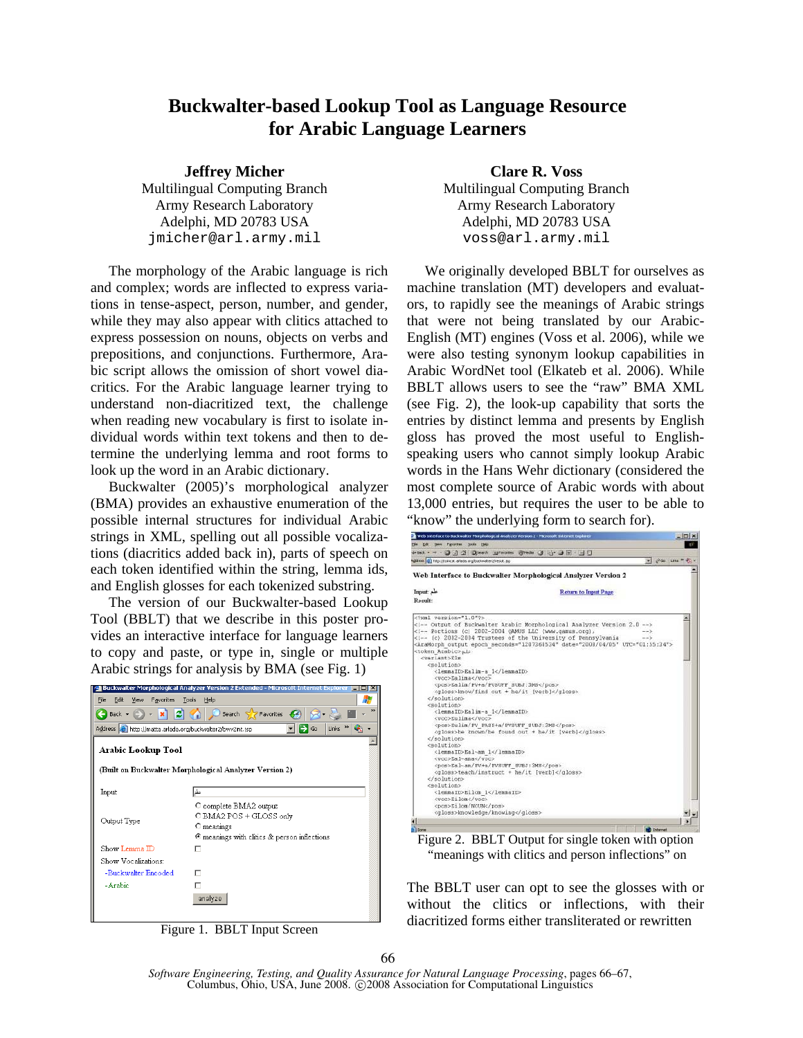# Buckwalter-based Lookup Tool as Language Resource for Arabic Language Learners

**Jeffrey Micher**
Multilingual Computing Branch
Army Research Laboratory
Adelphi, MD 20783 USA
jmicher@arl.army.mil

**Clare R. Voss**
Multilingual Computing Branch
Army Research Laboratory
Adelphi, MD 20783 USA
voss@arl.army.mil

The morphology of the Arabic language is rich and complex; words are inflected to express variations in tense-aspect, person, number, and gender, while they may also appear with clitics attached to express possession on nouns, objects on verbs and prepositions, and conjunctions. Furthermore, Arabic script allows the omission of short vowel diacritics. For the Arabic language learner trying to understand non-diacritized text, the challenge when reading new vocabulary is first to isolate individual words within text tokens and then to determine the underlying lemma and root forms to look up the word in an Arabic dictionary.

Buckwalter (2005)'s morphological analyzer (BMA) provides an exhaustive enumeration of the possible internal structures for individual Arabic strings in XML, spelling out all possible vocalizations (diacritics added back in), parts of speech on each token identified within the string, lemma ids, and English glosses for each tokenized substring.

The version of our Buckwalter-based Lookup Tool (BBLT) that we describe in this poster provides an interactive interface for language learners to copy and paste, or type in, single or multiple Arabic strings for analysis by BMA (see Fig. 1)

Figure 1. BBLT Input Screen

We originally developed BBLT for ourselves as machine translation (MT) developers and evaluators, to rapidly see the meanings of Arabic strings that were not being translated by our Arabic-English (MT) engines (Voss et al. 2006), while we were also testing synonym lookup capabilities in Arabic WordNet tool (Elkateb et al. 2006). While BBLT allows users to see the "raw" BMA XML (see Fig. 2), the look-up capability that sorts the entries by distinct lemma and presents by English gloss has proved the most useful to English-speaking users who cannot simply lookup Arabic words in the Hans Wehr dictionary (considered the most complete source of Arabic words with about 13,000 entries, but requires the user to be able to "know" the underlying form to search for).

Figure 2. BBLT Output for single token with option "meanings with clitics and person inflections" on

The BBLT user can opt to see the glosses with or without the clitics or inflections, with their diacritized forms either transliterated or rewritten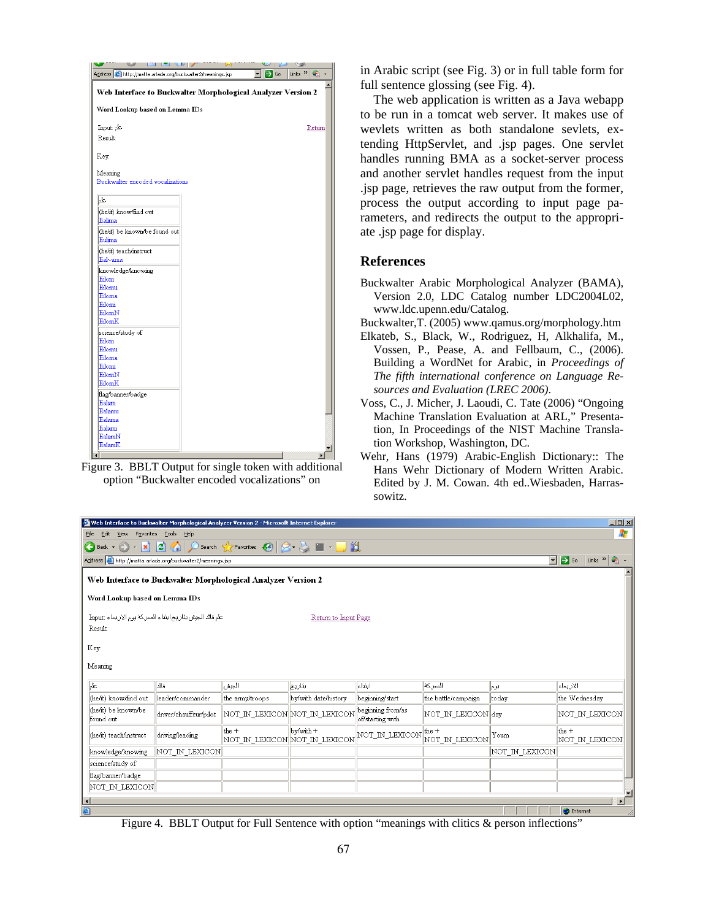in Arabic script (see Fig. 3) or in full table form for full sentence glossing (see Fig. 4).

The web application is written as a Java webapp to be run in a tomcat web server. It makes use of wevlets written as both standalone sevlets, extending HttpServlet, and .jsp pages. One servlet handles running BMA as a socket-server process and another servlet handles request from the input .jsp page, retrieves the raw output from the former, process the output according to input page parameters, and redirects the output to the appropriate .jsp page for display.

Figure 3. BBLT Output for single token with additional option "Buckwalter encoded vocalizations" on

## References

Buckwalter Arabic Morphological Analyzer (BAMA), Version 2.0, LDC Catalog number LDC2004L02, www.ldc.upenn.edu/Catalog.

Buckwalter,T. (2005) www.qamus.org/morphology.htm

Elkateb, S., Black, W., Rodriguez, H, Alkhalifa, M., Vossen, P., Pease, A. and Fellbaum, C., (2006). Building a WordNet for Arabic, in *Proceedings of The fifth international conference on Language Resources and Evaluation (LREC 2006)*.

Voss, C., J. Micher, J. Laoudi, C. Tate (2006) "Ongoing Machine Translation Evaluation at ARL," Presentation, In Proceedings of the NIST Machine Translation Workshop, Washington, DC.

Wehr, Hans (1979) Arabic-English Dictionary:: The Hans Wehr Dictionary of Modern Written Arabic. Edited by J. M. Cowan. 4th ed..Wiesbaden, Harrassowitz.

Figure 4. BBLT Output for Full Sentence with option "meanings with clitics & person inflections"